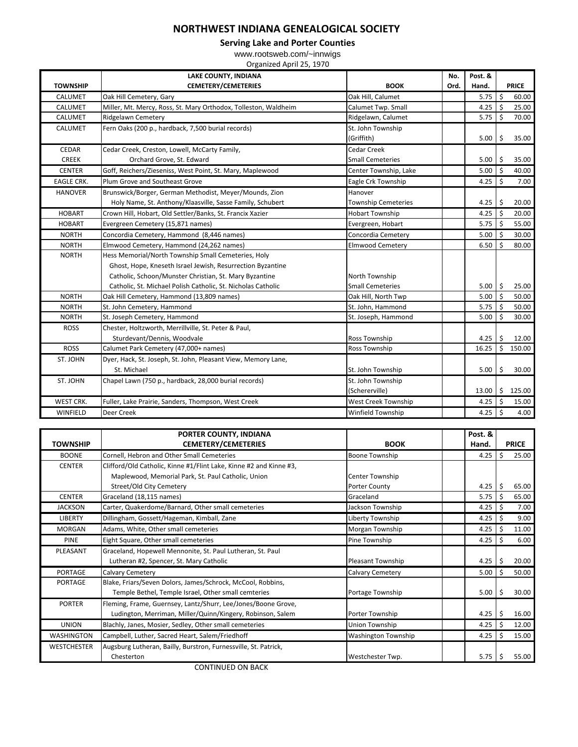# NORTHWEST INDIANA GENEALOGICAL SOCIETY

## Serving Lake and Porter Counties

www.rootsweb.com/~innwigs

Organized April 25, 1970

| TOWNSHIP | LAKE COUNTY, INDIANA CEMETERY/CEMETERIES | BOOK | No. Ord. | Post. & Hand. | PRICE |
|---|---|---|---|---|---|
| CALUMET | Oak Hill Cemetery, Gary | Oak Hill, Calumet | | 5.75 | $ 60.00 |
| CALUMET | Miller, Mt. Mercy, Ross, St. Mary Orthodox, Tolleston, Waldheim | Calumet Twp. Small | | 4.25 | $ 25.00 |
| CALUMET | Ridgelawn Cemetery | Ridgelawn, Calumet | | 5.75 | $ 70.00 |
| CALUMET | Fern Oaks (200 p., hardback, 7,500 burial records) | St. John Township (Griffith) | | 5.00 | $ 35.00 |
| CEDAR CREEK | Cedar Creek, Creston, Lowell, McCarty Family, Orchard Grove, St. Edward | Cedar Creek Small Cemeteries | | 5.00 | $ 35.00 |
| CENTER | Goff, Reichers/Zieseniss, West Point, St. Mary, Maplewood | Center Township, Lake | | 5.00 | $ 40.00 |
| EAGLE CRK. | Plum Grove and Southeast Grove | Eagle Crk Township | | 4.25 | $ 7.00 |
| HANOVER | Brunswick/Borger, German Methodist, Meyer/Mounds, Zion Holy Name, St. Anthony/Klaasville, Sasse Family, Schubert | Hanover Township Cemeteries | | 4.25 | $ 20.00 |
| HOBART | Crown Hill, Hobart, Old Settler/Banks, St. Francix Xazier | Hobart Township | | 4.25 | $ 20.00 |
| HOBART | Evergreen Cemetery (15,871 names) | Evergreen, Hobart | | 5.75 | $ 55.00 |
| NORTH | Concordia Cemetery, Hammond (8,446 names) | Concordia Cemetery | | 5.00 | $ 30.00 |
| NORTH | Elmwood Cemetery, Hammond (24,262 names) | Elmwood Cemetery | | 6.50 | $ 80.00 |
| NORTH | Hess Memorial/North Township Small Cemeteries, Holy Ghost, Hope, Kneseth Israel Jewish, Resurrection Byzantine Catholic, Schoon/Munster Christian, St. Mary Byzantine Catholic, St. Michael Polish Catholic, St. Nicholas Catholic | North Township Small Cemeteries | | 5.00 | $ 25.00 |
| NORTH | Oak Hill Cemetery, Hammond (13,809 names) | Oak Hill, North Twp | | 5.00 | $ 50.00 |
| NORTH | St. John Cemetery, Hammond | St. John, Hammond | | 5.75 | $ 50.00 |
| NORTH | St. Joseph Cemetery, Hammond | St. Joseph, Hammond | | 5.00 | $ 30.00 |
| ROSS | Chester, Holtzworth, Merrillville, St. Peter & Paul, Sturdevant/Dennis, Woodvale | Ross Township | | 4.25 | $ 12.00 |
| ROSS | Calumet Park Cemetery (47,000+ names) | Ross Township | | 16.25 | $ 150.00 |
| ST. JOHN | Dyer, Hack, St. Joseph, St. John, Pleasant View, Memory Lane, St. Michael | St. John Township | | 5.00 | $ 30.00 |
| ST. JOHN | Chapel Lawn (750 p., hardback, 28,000 burial records) | St. John Township (Schererville) | | 13.00 | $ 125.00 |
| WEST CRK. | Fuller, Lake Prairie, Sanders, Thompson, West Creek | West Creek Township | | 4.25 | $ 15.00 |
| WINFIELD | Deer Creek | Winfield Township | | 4.25 | $ 4.00 |

| TOWNSHIP | PORTER COUNTY, INDIANA CEMETERY/CEMETERIES | BOOK | | Post. & Hand. | PRICE |
|---|---|---|---|---|---|
| BOONE | Cornell, Hebron and Other Small Cemeteries | Boone Township | | 4.25 | $ 25.00 |
| CENTER | Clifford/Old Catholic, Kinne #1/Flint Lake, Kinne #2 and Kinne #3, Maplewood, Memorial Park, St. Paul Catholic, Union Street/Old City Cemetery | Center Township Porter County | | 4.25 | $ 65.00 |
| CENTER | Graceland (18,115 names) | Graceland | | 5.75 | $ 65.00 |
| JACKSON | Carter, Quakerdome/Barnard, Other small cemeteries | Jackson Township | | 4.25 | $ 7.00 |
| LIBERTY | Dillingham, Gossett/Hageman, Kimball, Zane | Liberty Township | | 4.25 | $ 9.00 |
| MORGAN | Adams, White, Other small cemeteries | Morgan Township | | 4.25 | $ 11.00 |
| PINE | Eight Square, Other small cemeteries | Pine Township | | 4.25 | $ 6.00 |
| PLEASANT | Graceland, Hopewell Mennonite, St. Paul Lutheran, St. Paul Lutheran #2, Spencer, St. Mary Catholic | Pleasant Township | | 4.25 | $ 20.00 |
| PORTAGE | Calvary Cemetery | Calvary Cemetery | | 5.00 | $ 50.00 |
| PORTAGE | Blake, Friars/Seven Dolors, James/Schrock, McCool, Robbins, Temple Bethel, Temple Israel, Other small cemteries | Portage Township | | 5.00 | $ 30.00 |
| PORTER | Fleming, Frame, Guernsey, Lantz/Shurr, Lee/Jones/Boone Grove, Ludington, Merriman, Miller/Quinn/Kingery, Robinson, Salem | Porter Township | | 4.25 | $ 16.00 |
| UNION | Blachly, Janes, Mosier, Sedley, Other small cemeteries | Union Township | | 4.25 | $ 12.00 |
| WASHINGTON | Campbell, Luther, Sacred Heart, Salem/Friedhoff | Washington Township | | 4.25 | $ 15.00 |
| WESTCHESTER | Augsburg Lutheran, Bailly, Burstron, Furnessville, St. Patrick, Chesterton | Westchester Twp. | | 5.75 | $ 55.00 |

CONTINUED ON BACK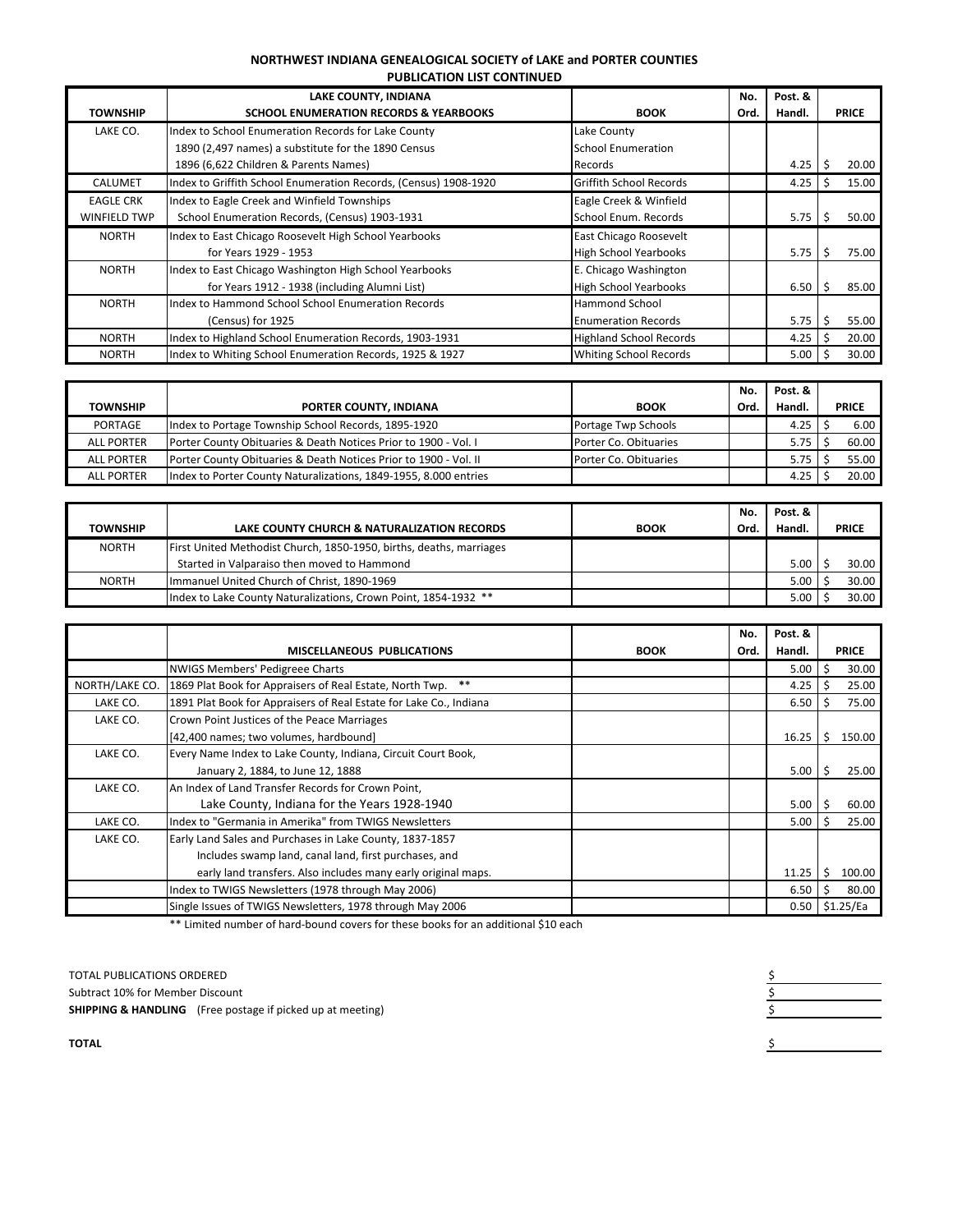**NORTHWEST INDIANA GENEALOGICAL SOCIETY of LAKE and PORTER COUNTIES**
**PUBLICATION LIST CONTINUED**

| TOWNSHIP | LAKE COUNTY, INDIANA SCHOOL ENUMERATION RECORDS & YEARBOOKS | BOOK | No. Ord. | Post. & Handl. | PRICE |
|---|---|---|---|---|---|
| LAKE CO. | Index to School Enumeration Records for Lake County 1890 (2,497 names) a substitute for the 1890 Census 1896 (6,622 Children & Parents Names) | Lake County School Enumeration Records | | 4.25 | $ 20.00 |
| CALUMET | Index to Griffith School Enumeration Records, (Census) 1908-1920 | Griffith School Records | | 4.25 | $ 15.00 |
| EAGLE CRK WINFIELD TWP | Index to Eagle Creek and Winfield Townships School Enumeration Records, (Census) 1903-1931 | Eagle Creek & Winfield School Enum. Records | | 5.75 | $ 50.00 |
| NORTH | Index to East Chicago Roosevelt High School Yearbooks for Years 1929 - 1953 | East Chicago Roosevelt High School Yearbooks | | 5.75 | $ 75.00 |
| NORTH | Index to East Chicago Washington High School Yearbooks for Years 1912 - 1938 (including Alumni List) | E. Chicago Washington High School Yearbooks | | 6.50 | $ 85.00 |
| NORTH | Index to Hammond School School Enumeration Records (Census) for 1925 | Hammond School Enumeration Records | | 5.75 | $ 55.00 |
| NORTH | Index to Highland School Enumeration Records, 1903-1931 | Highland School Records | | 4.25 | $ 20.00 |
| NORTH | Index to Whiting School Enumeration Records, 1925 & 1927 | Whiting School Records | | 5.00 | $ 30.00 |

| TOWNSHIP | PORTER COUNTY, INDIANA | BOOK | No. Ord. | Post. & Handl. | PRICE |
|---|---|---|---|---|---|
| PORTAGE | Index to Portage Township School Records, 1895-1920 | Portage Twp Schools | | 4.25 | $ 6.00 |
| ALL PORTER | Porter County Obituaries & Death Notices Prior to 1900 - Vol. I | Porter Co. Obituaries | | 5.75 | $ 60.00 |
| ALL PORTER | Porter County Obituaries & Death Notices Prior to 1900 - Vol. II | Porter Co. Obituaries | | 5.75 | $ 55.00 |
| ALL PORTER | Index to Porter County Naturalizations, 1849-1955, 8.000 entries | | | 4.25 | $ 20.00 |

| TOWNSHIP | LAKE COUNTY CHURCH & NATURALIZATION RECORDS | BOOK | No. Ord. | Post. & Handl. | PRICE |
|---|---|---|---|---|---|
| NORTH | First United Methodist Church, 1850-1950, births, deaths, marriages Started in Valparaiso then moved to Hammond | | | 5.00 | $ 30.00 |
| NORTH | Immanuel United Church of Christ, 1890-1969 | | | 5.00 | $ 30.00 |
| | Index to Lake County Naturalizations, Crown Point, 1854-1932 ** | | | 5.00 | $ 30.00 |

| | MISCELLANEOUS PUBLICATIONS | BOOK | No. Ord. | Post. & Handl. | PRICE |
|---|---|---|---|---|---|
| | NWIGS Members' Pedigreee Charts | | | 5.00 | $ 30.00 |
| NORTH/LAKE CO. | 1869 Plat Book for Appraisers of Real Estate, North Twp. ** | | | 4.25 | $ 25.00 |
| LAKE CO. | 1891 Plat Book for Appraisers of Real Estate for Lake Co., Indiana | | | 6.50 | $ 75.00 |
| LAKE CO. | Crown Point Justices of the Peace Marriages [42,400 names; two volumes, hardbound] | | | 16.25 | $ 150.00 |
| LAKE CO. | Every Name Index to Lake County, Indiana, Circuit Court Book, January 2, 1884, to June 12, 1888 | | | 5.00 | $ 25.00 |
| LAKE CO. | An Index of Land Transfer Records for Crown Point, Lake County, Indiana for the Years 1928-1940 | | | 5.00 | $ 60.00 |
| LAKE CO. | Index to "Germania in Amerika" from TWIGS Newsletters | | | 5.00 | $ 25.00 |
| LAKE CO. | Early Land Sales and Purchases in Lake County, 1837-1857 Includes swamp land, canal land, first purchases, and early land transfers. Also includes many early original maps. | | | 11.25 | $ 100.00 |
| | Index to TWIGS Newsletters (1978 through May 2006) | | | 6.50 | $ 80.00 |
| | Single Issues of TWIGS Newsletters, 1978 through May 2006 | | | 0.50 | $1.25/Ea |

** Limited number of hard-bound covers for these books for an additional $10 each

TOTAL PUBLICATIONS ORDERED $ ____________

Subtract 10% for Member Discount $ ____________

**SHIPPING & HANDLING** (Free postage if picked up at meeting) $ ____________

**TOTAL** $ ____________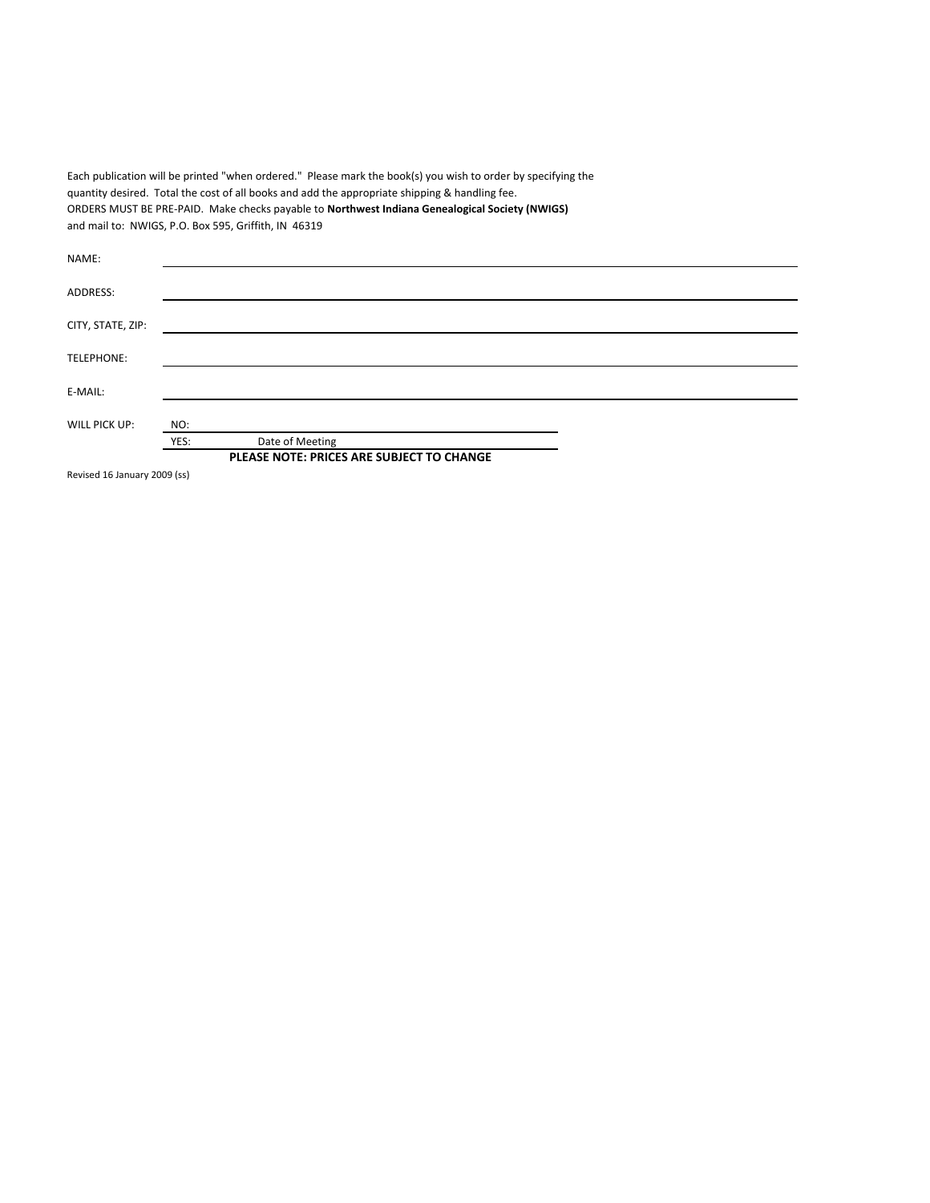Each publication will be printed "when ordered." Please mark the book(s) you wish to order by specifying the quantity desired. Total the cost of all books and add the appropriate shipping & handling fee.
ORDERS MUST BE PRE-PAID. Make checks payable to **Northwest Indiana Genealogical Society (NWIGS)**
and mail to: NWIGS, P.O. Box 595, Griffith, IN 46319

NAME: ______________________________

ADDRESS: ______________________________

CITY, STATE, ZIP: ______________________________

TELEPHONE: ______________________________

E-MAIL: ______________________________

WILL PICK UP: NO: ______________________________

YES: Date of Meeting ______________________________

**PLEASE NOTE: PRICES ARE SUBJECT TO CHANGE**

Revised 16 January 2009 (ss)